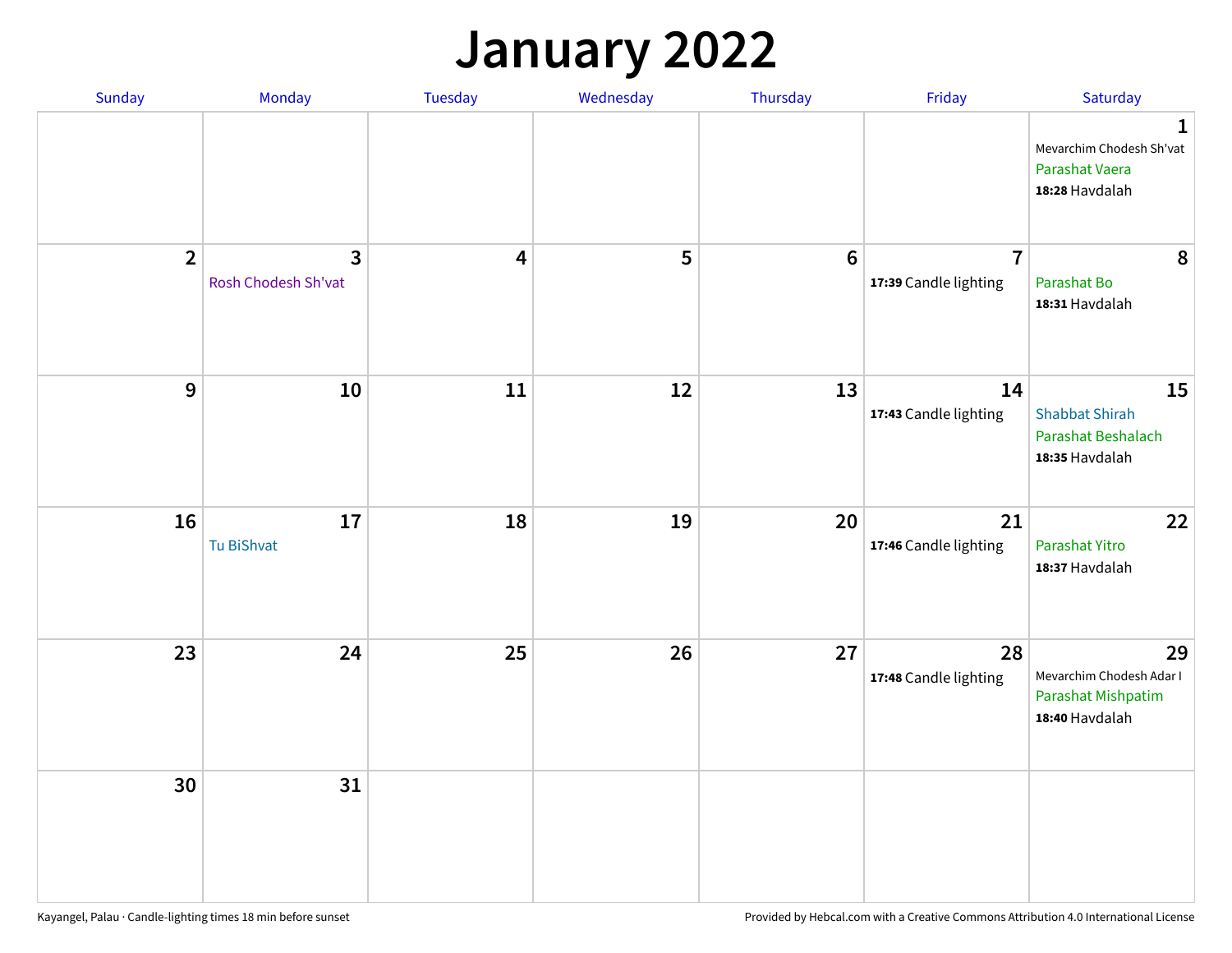# January 2022

| Sunday | Monday | Tuesday | Wednesday | Thursday | Friday | Saturday |
|---|---|---|---|---|---|---|
| | | | | | | 1 Mevarchim Chodesh Sh'vat Parashat Vaera **18:28** Havdalah |
| 2 | 3 Rosh Chodesh Sh'vat | 4 | 5 | 6 | 7 **17:39** Candle lighting | 8 Parashat Bo **18:31** Havdalah |
| 9 | 10 | 11 | 12 | 13 | 14 **17:43** Candle lighting | 15 Shabbat Shirah Parashat Beshalach **18:35** Havdalah |
| 16 | 17 Tu BiShvat | 18 | 19 | 20 | 21 **17:46** Candle lighting | 22 Parashat Yitro **18:37** Havdalah |
| 23 | 24 | 25 | 26 | 27 | 28 **17:48** Candle lighting | 29 Mevarchim Chodesh Adar I Parashat Mishpatim **18:40** Havdalah |
| 30 | 31 | | | | | |

Kayangel, Palau · Candle-lighting times 18 min before sunset

Provided by Hebcal.com with a Creative Commons Attribution 4.0 International License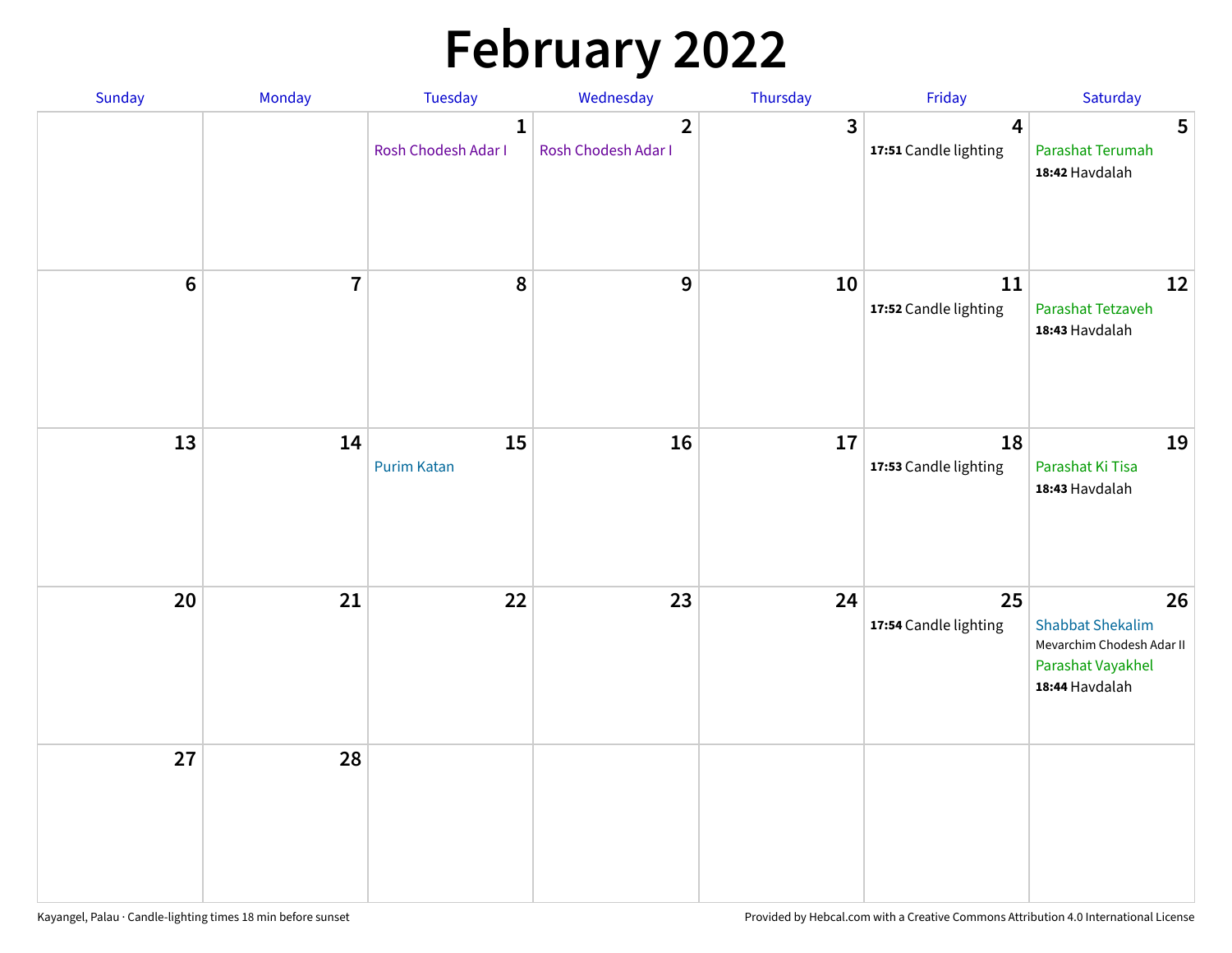# February 2022

| Sunday | Monday | Tuesday | Wednesday | Thursday | Friday | Saturday |
|---|---|---|---|---|---|---|
| | | 1 Rosh Chodesh Adar I | 2 Rosh Chodesh Adar I | 3 | 4 **17:51** Candle lighting | 5 Parashat Terumah **18:42** Havdalah |
| 6 | 7 | 8 | 9 | 10 | 11 **17:52** Candle lighting | 12 Parashat Tetzaveh **18:43** Havdalah |
| 13 | 14 | 15 Purim Katan | 16 | 17 | 18 **17:53** Candle lighting | 19 Parashat Ki Tisa **18:43** Havdalah |
| 20 | 21 | 22 | 23 | 24 | 25 **17:54** Candle lighting | 26 Shabbat Shekalim Mevarchim Chodesh Adar II Parashat Vayakhel **18:44** Havdalah |
| 27 | 28 | | | | | |

Kayangel, Palau · Candle-lighting times 18 min before sunset

Provided by Hebcal.com with a Creative Commons Attribution 4.0 International License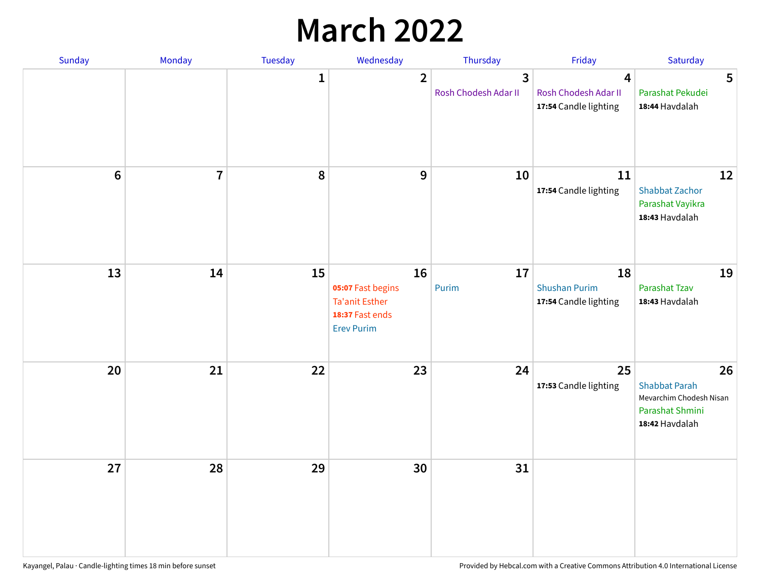# March 2022

| Sunday | Monday | Tuesday | Wednesday | Thursday | Friday | Saturday |
|---|---|---|---|---|---|---|
| | | 1 | 2 | 3<br>Rosh Chodesh Adar II | 4<br>Rosh Chodesh Adar II<br>**17:54** Candle lighting | 5<br>Parashat Pekudei<br>**18:44** Havdalah |
| 6 | 7 | 8 | 9 | 10 | 11<br>**17:54** Candle lighting | 12<br>Shabbat Zachor<br>Parashat Vayikra<br>**18:43** Havdalah |
| 13 | 14 | 15 | 16<br>**05:07** Fast begins<br>Ta'anit Esther<br>**18:37** Fast ends<br>Erev Purim | 17<br>Purim | 18<br>Shushan Purim<br>**17:54** Candle lighting | 19<br>Parashat Tzav<br>**18:43** Havdalah |
| 20 | 21 | 22 | 23 | 24 | 25<br>**17:53** Candle lighting | 26<br>Shabbat Parah<br>Mevarchim Chodesh Nisan<br>Parashat Shmini<br>**18:42** Havdalah |
| 27 | 28 | 29 | 30 | 31 | | |

Kayangel, Palau · Candle-lighting times 18 min before sunset

Provided by Hebcal.com with a Creative Commons Attribution 4.0 International License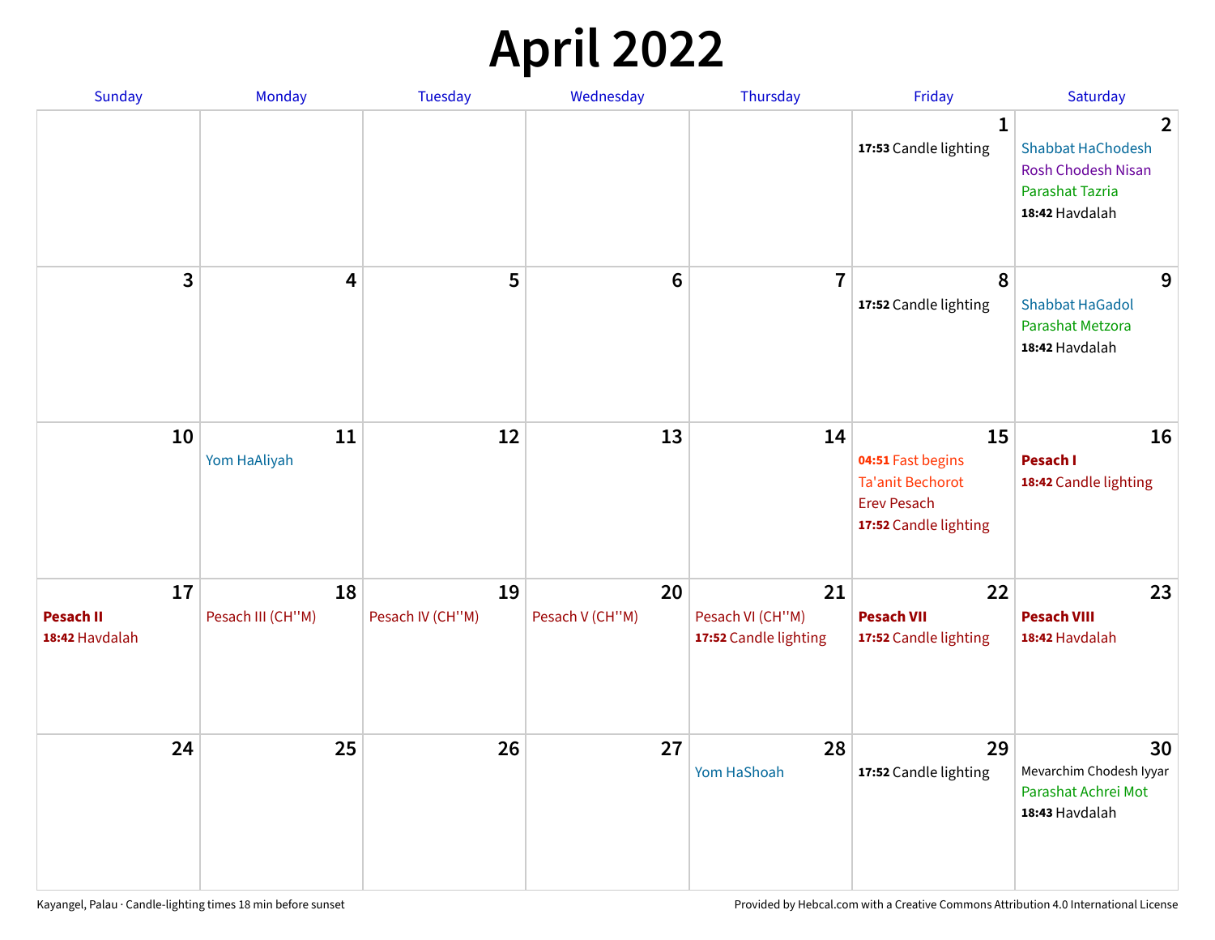# April 2022

| Sunday | Monday | Tuesday | Wednesday | Thursday | Friday | Saturday |
|---|---|---|---|---|---|---|
| | | | | | 1<br>**17:53** Candle lighting | 2<br>Shabbat HaChodesh<br>Rosh Chodesh Nisan<br>Parashat Tazria<br>**18:42** Havdalah |
| 3 | 4 | 5 | 6 | 7 | 8<br>**17:52** Candle lighting | 9<br>Shabbat HaGadol<br>Parashat Metzora<br>**18:42** Havdalah |
| 10 | 11<br>Yom HaAliyah | 12 | 13 | 14 | 15<br>**04:51** Fast begins<br>Ta'anit Bechorot<br>Erev Pesach<br>**17:52** Candle lighting | 16<br>**Pesach I**<br>**18:42** Candle lighting |
| 17<br>**Pesach II**<br>**18:42** Havdalah | 18<br>Pesach III (CH''M) | 19<br>Pesach IV (CH''M) | 20<br>Pesach V (CH''M) | 21<br>Pesach VI (CH''M)<br>**17:52** Candle lighting | 22<br>**Pesach VII**<br>**17:52** Candle lighting | 23<br>**Pesach VIII**<br>**18:42** Havdalah |
| 24 | 25 | 26 | 27 | 28<br>Yom HaShoah | 29<br>**17:52** Candle lighting | 30<br>Mevarchim Chodesh Iyyar<br>Parashat Achrei Mot<br>**18:43** Havdalah |

Kayangel, Palau · Candle-lighting times 18 min before sunset

Provided by Hebcal.com with a Creative Commons Attribution 4.0 International License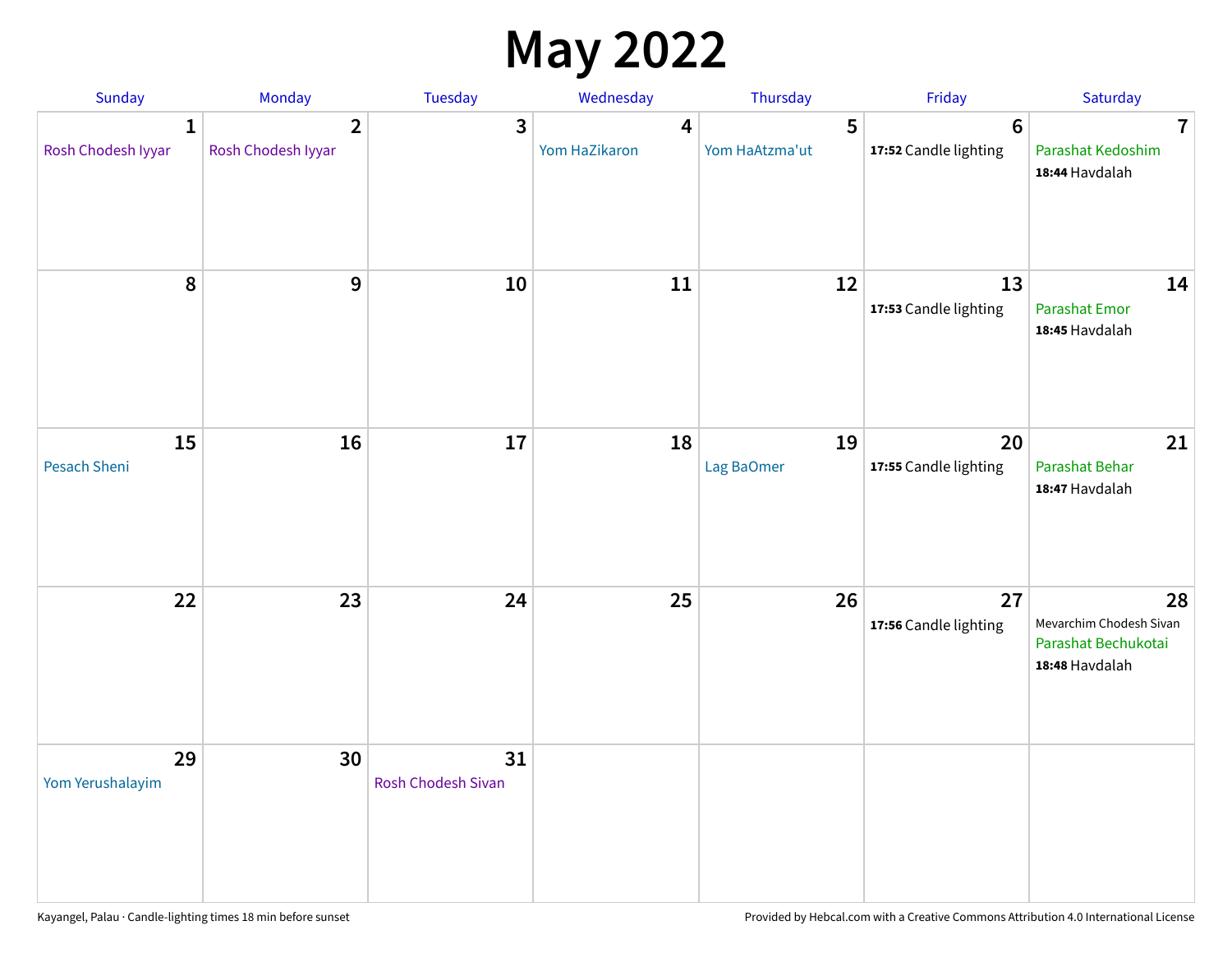# May 2022

| Sunday | Monday | Tuesday | Wednesday | Thursday | Friday | Saturday |
|---|---|---|---|---|---|---|
| 1<br>Rosh Chodesh Iyyar | 2<br>Rosh Chodesh Iyyar | 3 | 4<br>Yom HaZikaron | 5<br>Yom HaAtzma'ut | 6<br>**17:52** Candle lighting | 7<br>Parashat Kedoshim<br>**18:44** Havdalah |
| 8 | 9 | 10 | 11 | 12 | 13<br>**17:53** Candle lighting | 14<br>Parashat Emor<br>**18:45** Havdalah |
| 15<br>Pesach Sheni | 16 | 17 | 18 | 19<br>Lag BaOmer | 20<br>**17:55** Candle lighting | 21<br>Parashat Behar<br>**18:47** Havdalah |
| 22 | 23 | 24 | 25 | 26 | 27<br>**17:56** Candle lighting | 28<br>Mevarchim Chodesh Sivan<br>Parashat Bechukotai<br>**18:48** Havdalah |
| 29<br>Yom Yerushalayim | 30 | 31<br>Rosh Chodesh Sivan | | | | |

Kayangel, Palau · Candle-lighting times 18 min before sunset

Provided by Hebcal.com with a Creative Commons Attribution 4.0 International License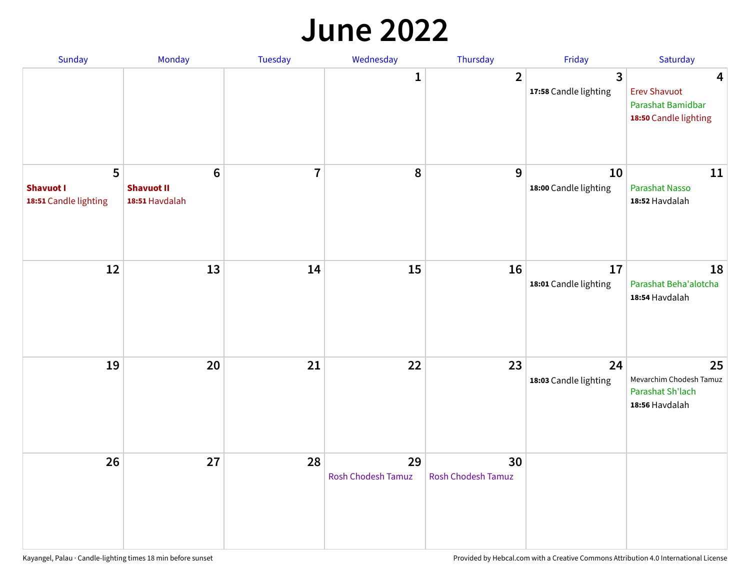# June 2022

| Sunday | Monday | Tuesday | Wednesday | Thursday | Friday | Saturday |
|---|---|---|---|---|---|---|
| | | | 1 | 2 | 3<br>**17:58** Candle lighting | 4<br>Erev Shavuot<br>Parashat Bamidbar<br>**18:50** Candle lighting |
| 5<br>**Shavuot I**<br>**18:51** Candle lighting | 6<br>**Shavuot II**<br>**18:51** Havdalah | 7 | 8 | 9 | 10<br>**18:00** Candle lighting | 11<br>Parashat Nasso<br>**18:52** Havdalah |
| 12 | 13 | 14 | 15 | 16 | 17<br>**18:01** Candle lighting | 18<br>Parashat Beha'alotcha<br>**18:54** Havdalah |
| 19 | 20 | 21 | 22 | 23 | 24<br>**18:03** Candle lighting | 25<br>Mevarchim Chodesh Tamuz<br>Parashat Sh'lach<br>**18:56** Havdalah |
| 26 | 27 | 28 | 29<br>Rosh Chodesh Tamuz | 30<br>Rosh Chodesh Tamuz | | |

Kayangel, Palau · Candle-lighting times 18 min before sunset

Provided by Hebcal.com with a Creative Commons Attribution 4.0 International License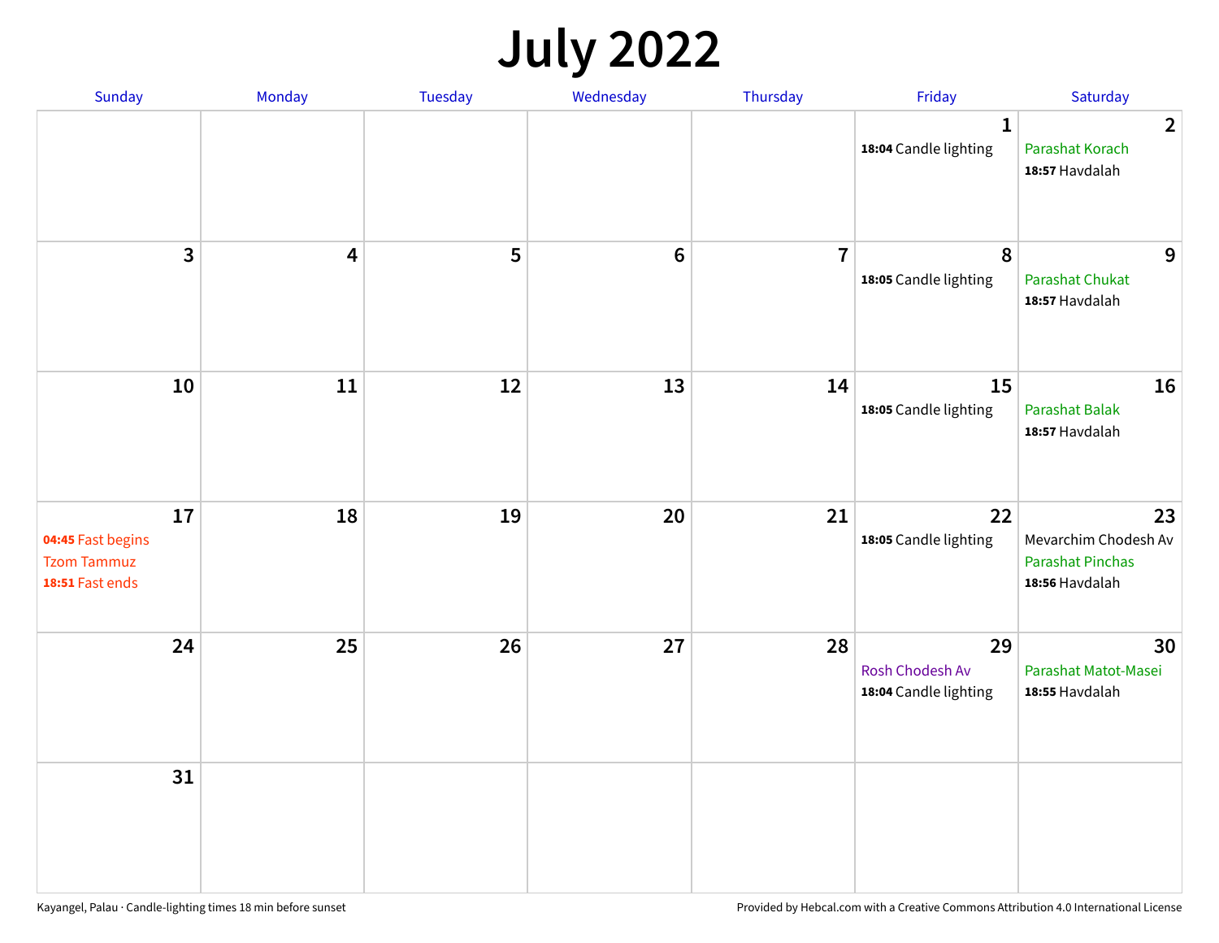# July 2022

| Sunday | Monday | Tuesday | Wednesday | Thursday | Friday | Saturday |
|---|---|---|---|---|---|---|
| | | | | | 1<br>**18:04** Candle lighting | 2<br>Parashat Korach<br>**18:57** Havdalah |
| 3 | 4 | 5 | 6 | 7 | 8<br>**18:05** Candle lighting | 9<br>Parashat Chukat<br>**18:57** Havdalah |
| 10 | 11 | 12 | 13 | 14 | 15<br>**18:05** Candle lighting | 16<br>Parashat Balak<br>**18:57** Havdalah |
| 17<br>**04:45** Fast begins<br>Tzom Tammuz<br>**18:51** Fast ends | 18 | 19 | 20 | 21 | 22<br>**18:05** Candle lighting | 23<br>Mevarchim Chodesh Av<br>Parashat Pinchas<br>**18:56** Havdalah |
| 24 | 25 | 26 | 27 | 28 | 29<br>Rosh Chodesh Av<br>**18:04** Candle lighting | 30<br>Parashat Matot-Masei<br>**18:55** Havdalah |
| 31 | | | | | | |

Kayangel, Palau · Candle-lighting times 18 min before sunset

Provided by Hebcal.com with a Creative Commons Attribution 4.0 International License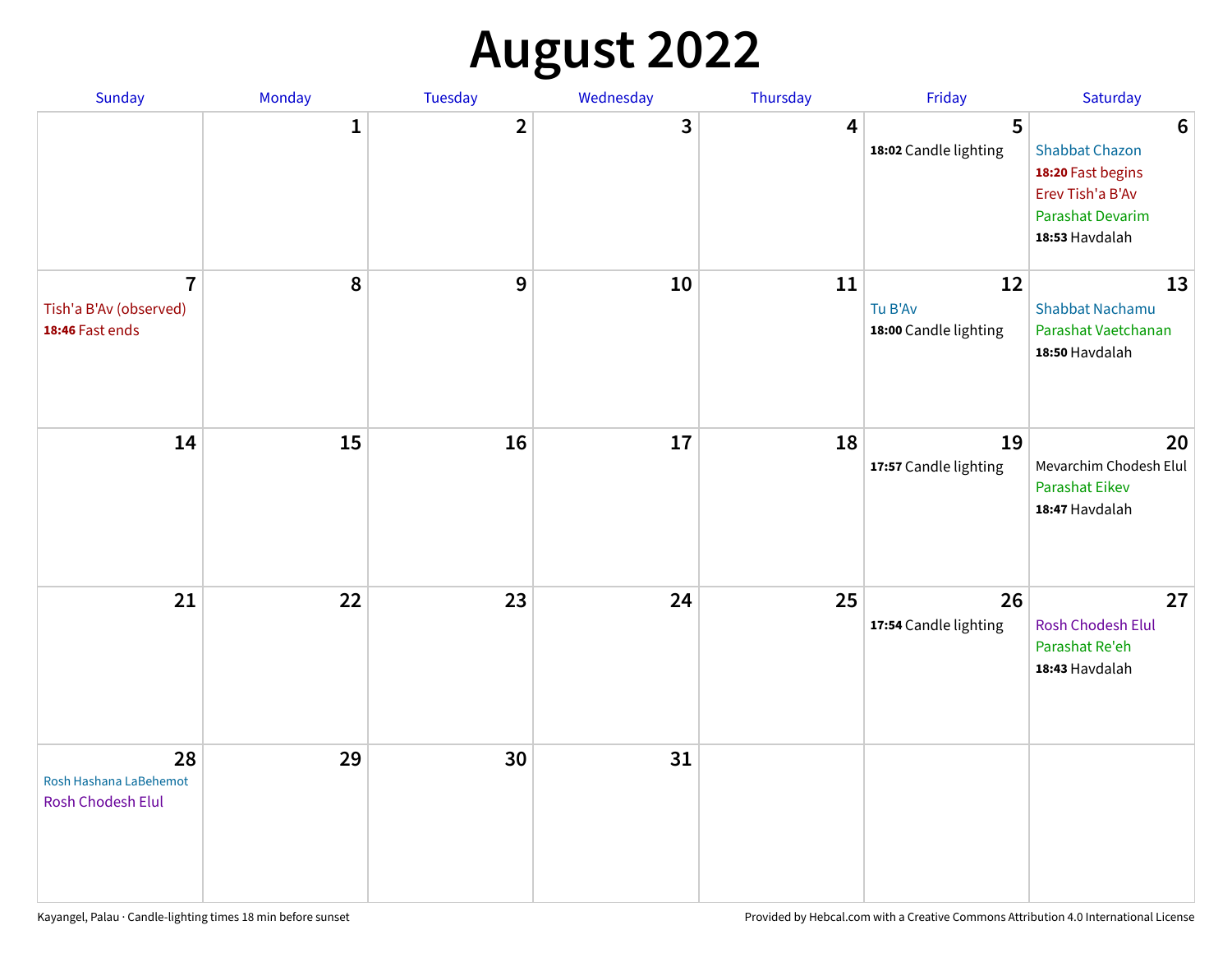# August 2022

| Sunday | Monday | Tuesday | Wednesday | Thursday | Friday | Saturday |
|---|---|---|---|---|---|---|
| | 1 | 2 | 3 | 4 | 5<br>**18:02** Candle lighting | 6<br>Shabbat Chazon<br>**18:20** Fast begins<br>Erev Tish'a B'Av<br>Parashat Devarim<br>**18:53** Havdalah |
| 7<br>Tish'a B'Av (observed)<br>**18:46** Fast ends | 8 | 9 | 10 | 11 | 12<br>Tu B'Av<br>**18:00** Candle lighting | 13<br>Shabbat Nachamu<br>Parashat Vaetchanan<br>**18:50** Havdalah |
| 14 | 15 | 16 | 17 | 18 | 19<br>**17:57** Candle lighting | 20<br>Mevarchim Chodesh Elul<br>Parashat Eikev<br>**18:47** Havdalah |
| 21 | 22 | 23 | 24 | 25 | 26<br>**17:54** Candle lighting | 27<br>Rosh Chodesh Elul<br>Parashat Re'eh<br>**18:43** Havdalah |
| 28<br>Rosh Hashana LaBehemot<br>Rosh Chodesh Elul | 29 | 30 | 31 | | | |

Kayangel, Palau · Candle-lighting times 18 min before sunset

Provided by Hebcal.com with a Creative Commons Attribution 4.0 International License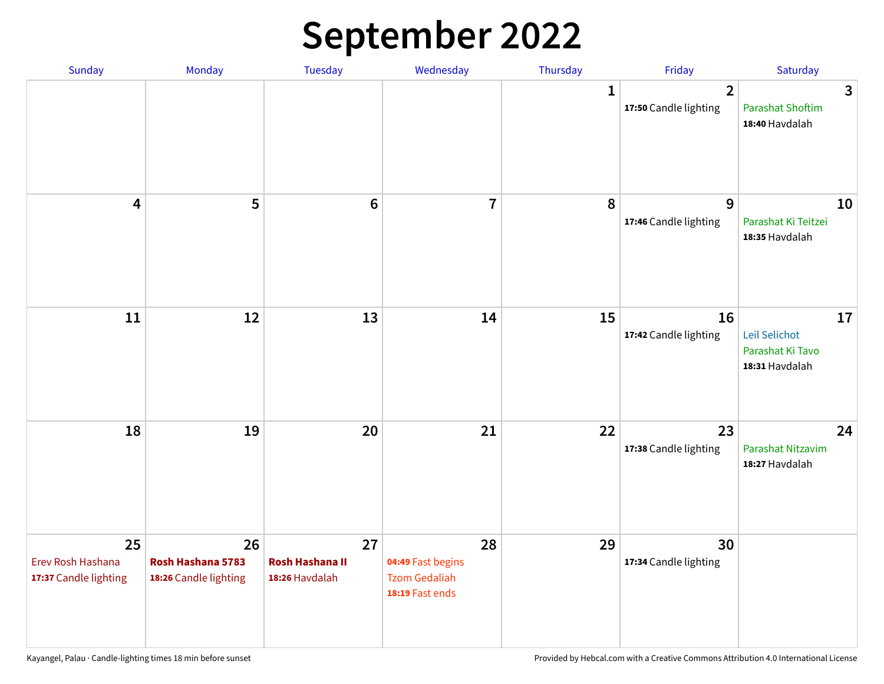# September 2022

| Sunday | Monday | Tuesday | Wednesday | Thursday | Friday | Saturday |
| --- | --- | --- | --- | --- | --- | --- |
| | | | | 1 | 2<br>**17:50** Candle lighting | 3<br>Parashat Shoftim<br>**18:40** Havdalah |
| 4 | 5 | 6 | 7 | 8 | 9<br>**17:46** Candle lighting | 10<br>Parashat Ki Teitzei<br>**18:35** Havdalah |
| 11 | 12 | 13 | 14 | 15 | 16<br>**17:42** Candle lighting | 17<br>Leil Selichot<br>Parashat Ki Tavo<br>**18:31** Havdalah |
| 18 | 19 | 20 | 21 | 22 | 23<br>**17:38** Candle lighting | 24<br>Parashat Nitzavim<br>**18:27** Havdalah |
| 25<br>Erev Rosh Hashana<br>**17:37** Candle lighting | 26<br>**Rosh Hashana 5783**<br>**18:26** Candle lighting | 27<br>**Rosh Hashana II**<br>**18:26** Havdalah | 28<br>**04:49** Fast begins<br>Tzom Gedaliah<br>**18:19** Fast ends | 29 | 30<br>**17:34** Candle lighting | |

Kayangel, Palau · Candle-lighting times 18 min before sunset

Provided by Hebcal.com with a Creative Commons Attribution 4.0 International License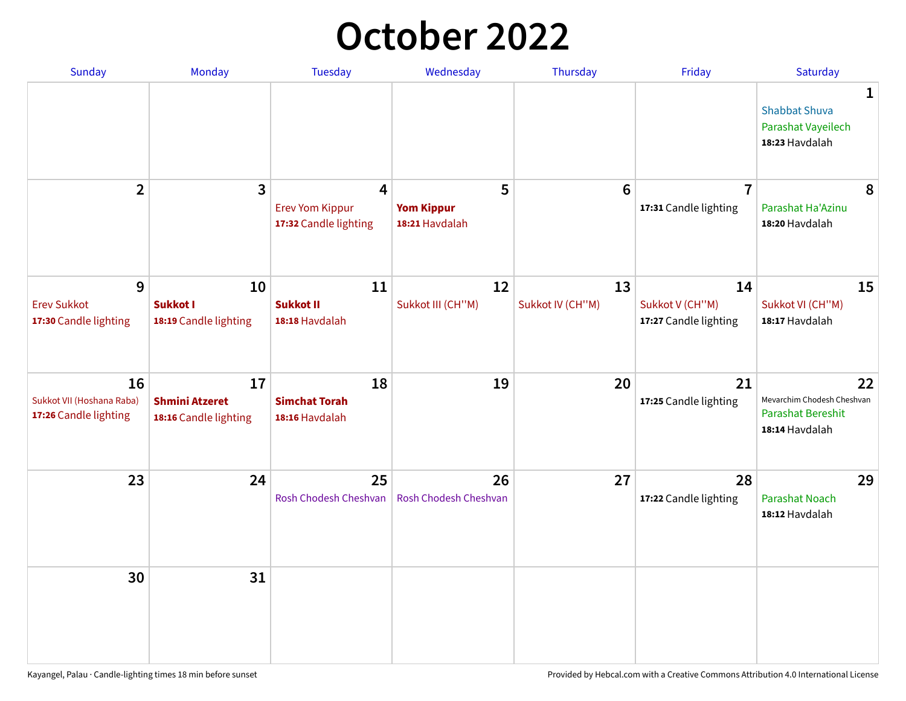# October 2022

| Sunday | Monday | Tuesday | Wednesday | Thursday | Friday | Saturday |
|---|---|---|---|---|---|---|
| | | | | | | **1**<br>Shabbat Shuva<br>Parashat Vayeilech<br>**18:23** Havdalah |
| **2** | **3** | **4**<br>Erev Yom Kippur<br>**17:32** Candle lighting | **5**<br>**Yom Kippur**<br>**18:21** Havdalah | **6** | **7**<br>**17:31** Candle lighting | **8**<br>Parashat Ha'Azinu<br>**18:20** Havdalah |
| **9**<br>Erev Sukkot<br>**17:30** Candle lighting | **10**<br>**Sukkot I**<br>**18:19** Candle lighting | **11**<br>**Sukkot II**<br>**18:18** Havdalah | **12**<br>Sukkot III (CH''M) | **13**<br>Sukkot IV (CH''M) | **14**<br>Sukkot V (CH''M)<br>**17:27** Candle lighting | **15**<br>Sukkot VI (CH''M)<br>**18:17** Havdalah |
| **16**<br>Sukkot VII (Hoshana Raba)<br>**17:26** Candle lighting | **17**<br>**Shmini Atzeret**<br>**18:16** Candle lighting | **18**<br>**Simchat Torah**<br>**18:16** Havdalah | **19** | **20** | **21**<br>**17:25** Candle lighting | **22**<br>Mevarchim Chodesh Cheshvan<br>Parashat Bereshit<br>**18:14** Havdalah |
| **23** | **24** | **25**<br>Rosh Chodesh Cheshvan | **26**<br>Rosh Chodesh Cheshvan | **27** | **28**<br>**17:22** Candle lighting | **29**<br>Parashat Noach<br>**18:12** Havdalah |
| **30** | **31** | | | | | |

Kayangel, Palau · Candle-lighting times 18 min before sunset

Provided by Hebcal.com with a Creative Commons Attribution 4.0 International License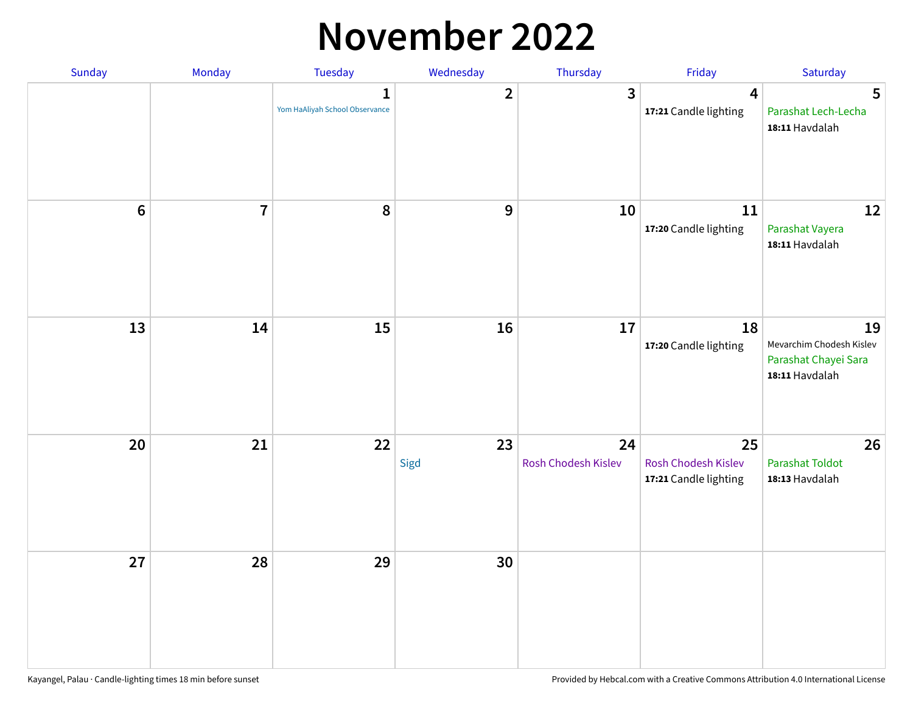# November 2022

| Sunday | Monday | Tuesday | Wednesday | Thursday | Friday | Saturday |
|---|---|---|---|---|---|---|
| | | **1** Yom HaAliyah School Observance | **2** | **3** | **4** **17:21** Candle lighting | **5** Parashat Lech-Lecha **18:11** Havdalah |
| **6** | **7** | **8** | **9** | **10** | **11** **17:20** Candle lighting | **12** Parashat Vayera **18:11** Havdalah |
| **13** | **14** | **15** | **16** | **17** | **18** **17:20** Candle lighting | **19** Mevarchim Chodesh Kislev Parashat Chayei Sara **18:11** Havdalah |
| **20** | **21** | **22** | **23** Sigd | **24** Rosh Chodesh Kislev | **25** Rosh Chodesh Kislev **17:21** Candle lighting | **26** Parashat Toldot **18:13** Havdalah |
| **27** | **28** | **29** | **30** | | | |

Kayangel, Palau · Candle-lighting times 18 min before sunset

Provided by Hebcal.com with a Creative Commons Attribution 4.0 International License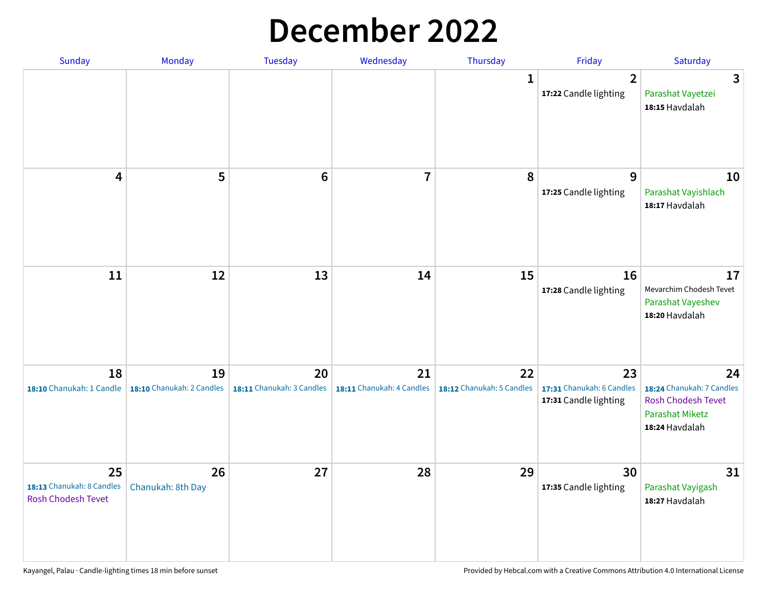# December 2022

| Sunday | Monday | Tuesday | Wednesday | Thursday | Friday | Saturday |
|---|---|---|---|---|---|---|
| | | | | 1 | 2<br>**17:22** Candle lighting | 3<br>Parashat Vayetzei<br>**18:15** Havdalah |
| 4 | 5 | 6 | 7 | 8 | 9<br>**17:25** Candle lighting | 10<br>Parashat Vayishlach<br>**18:17** Havdalah |
| 11 | 12 | 13 | 14 | 15 | 16<br>**17:28** Candle lighting | 17<br>Mevarchim Chodesh Tevet<br>Parashat Vayeshev<br>**18:20** Havdalah |
| 18<br>**18:10** Chanukah: 1 Candle | 19<br>**18:10** Chanukah: 2 Candles | 20<br>**18:11** Chanukah: 3 Candles | 21<br>**18:11** Chanukah: 4 Candles | 22<br>**18:12** Chanukah: 5 Candles | 23<br>**17:31** Chanukah: 6 Candles<br>**17:31** Candle lighting | 24<br>**18:24** Chanukah: 7 Candles<br>Rosh Chodesh Tevet<br>Parashat Miketz<br>**18:24** Havdalah |
| 25<br>**18:13** Chanukah: 8 Candles<br>Rosh Chodesh Tevet | 26<br>Chanukah: 8th Day | 27 | 28 | 29 | 30<br>**17:35** Candle lighting | 31<br>Parashat Vayigash<br>**18:27** Havdalah |

Kayangel, Palau · Candle-lighting times 18 min before sunset

Provided by Hebcal.com with a Creative Commons Attribution 4.0 International License